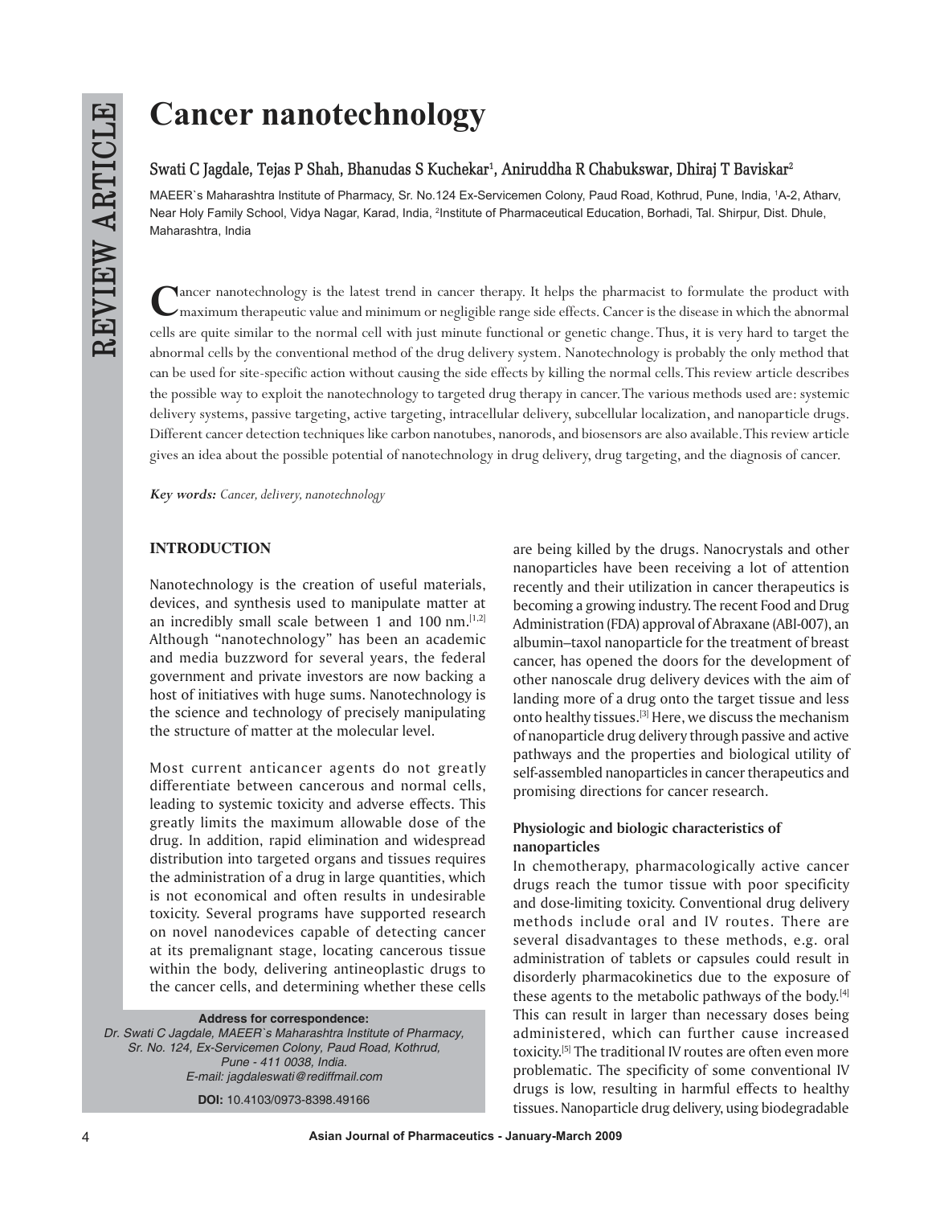# Cancer nanotechnology

**Swati C Jagdale, Tejas P Shah, Bhanudas S Kuchekar[1], Aniruddha R Chabukswar, Dhiraj T Baviskar[2]**

MAEER`s Maharashtra Institute of Pharmacy, Sr. No.124 Ex-Servicemen Colony, Paud Road, Kothrud, Pune, India, [1]A-2, Atharv, Near Holy Family School, Vidya Nagar, Karad, India, [2]Institute of Pharmaceutical Education, Borhadi, Tal. Shirpur, Dist. Dhule, Maharashtra, India

Cancer nanotechnology is the latest trend in cancer therapy. It helps the pharmacist to formulate the product with maximum therapeutic value and minimum or negligible range side effects. Cancer is the disease in which the abnormal cells are quite similar to the normal cell with just minute functional or genetic change. Thus, it is very hard to target the abnormal cells by the conventional method of the drug delivery system. Nanotechnology is probably the only method that can be used for site-specific action without causing the side effects by killing the normal cells. This review article describes the possible way to exploit the nanotechnology to targeted drug therapy in cancer. The various methods used are: systemic delivery systems, passive targeting, active targeting, intracellular delivery, subcellular localization, and nanoparticle drugs. Different cancer detection techniques like carbon nanotubes, nanorods, and biosensors are also available. This review article gives an idea about the possible potential of nanotechnology in drug delivery, drug targeting, and the diagnosis of cancer.

***Key words:*** *Cancer, delivery, nanotechnology*

## INTRODUCTION

Nanotechnology is the creation of useful materials, devices, and synthesis used to manipulate matter at an incredibly small scale between 1 and 100 nm.[1,2] Although "nanotechnology" has been an academic and media buzzword for several years, the federal government and private investors are now backing a host of initiatives with huge sums. Nanotechnology is the science and technology of precisely manipulating the structure of matter at the molecular level.

Most current anticancer agents do not greatly differentiate between cancerous and normal cells, leading to systemic toxicity and adverse effects. This greatly limits the maximum allowable dose of the drug. In addition, rapid elimination and widespread distribution into targeted organs and tissues requires the administration of a drug in large quantities, which is not economical and often results in undesirable toxicity. Several programs have supported research on novel nanodevices capable of detecting cancer at its premalignant stage, locating cancerous tissue within the body, delivering antineoplastic drugs to the cancer cells, and determining whether these cells are being killed by the drugs. Nanocrystals and other nanoparticles have been receiving a lot of attention recently and their utilization in cancer therapeutics is becoming a growing industry. The recent Food and Drug Administration (FDA) approval of Abraxane (ABI-007), an albumin–taxol nanoparticle for the treatment of breast cancer, has opened the doors for the development of other nanoscale drug delivery devices with the aim of landing more of a drug onto the target tissue and less onto healthy tissues.[3] Here, we discuss the mechanism of nanoparticle drug delivery through passive and active pathways and the properties and biological utility of self-assembled nanoparticles in cancer therapeutics and promising directions for cancer research.

### Physiologic and biologic characteristics of nanoparticles

In chemotherapy, pharmacologically active cancer drugs reach the tumor tissue with poor specificity and dose-limiting toxicity. Conventional drug delivery methods include oral and IV routes. There are several disadvantages to these methods, e.g. oral administration of tablets or capsules could result in disorderly pharmacokinetics due to the exposure of these agents to the metabolic pathways of the body.[4] This can result in larger than necessary doses being administered, which can further cause increased toxicity.[5] The traditional IV routes are often even more problematic. The specificity of some conventional IV drugs is low, resulting in harmful effects to healthy tissues. Nanoparticle drug delivery, using biodegradable

**Address for correspondence:**
*Dr. Swati C Jagdale, MAEER`s Maharashtra Institute of Pharmacy, Sr. No. 124, Ex-Servicemen Colony, Paud Road, Kothrud, Pune - 411 0038, India. E-mail: jagdaleswati@rediffmail.com*

**DOI:** 10.4103/0973-8398.49166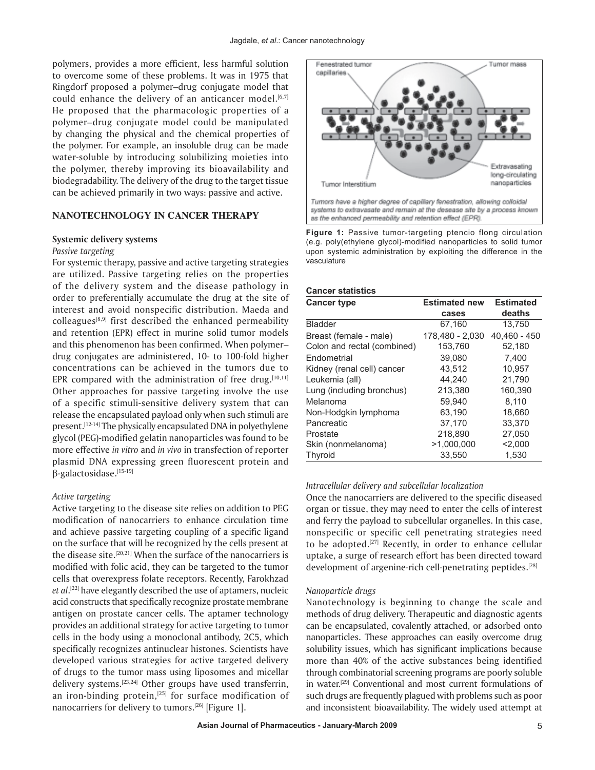polymers, provides a more efficient, less harmful solution to overcome some of these problems. It was in 1975 that Ringdorf proposed a polymer–drug conjugate model that could enhance the delivery of an anticancer model.[6,7] He proposed that the pharmacologic properties of a polymer–drug conjugate model could be manipulated by changing the physical and the chemical properties of the polymer. For example, an insoluble drug can be made water-soluble by introducing solubilizing moieties into the polymer, thereby improving its bioavailability and biodegradability. The delivery of the drug to the target tissue can be achieved primarily in two ways: passive and active.

## NANOTECHNOLOGY IN CANCER THERAPY

### Systemic delivery systems

*Passive targeting*

For systemic therapy, passive and active targeting strategies are utilized. Passive targeting relies on the properties of the delivery system and the disease pathology in order to preferentially accumulate the drug at the site of interest and avoid nonspecific distribution. Maeda and colleagues[8,9] first described the enhanced permeability and retention (EPR) effect in murine solid tumor models and this phenomenon has been confirmed. When polymer–drug conjugates are administered, 10- to 100-fold higher concentrations can be achieved in the tumors due to EPR compared with the administration of free drug.[10,11] Other approaches for passive targeting involve the use of a specific stimuli-sensitive delivery system that can release the encapsulated payload only when such stimuli are present.[12-14] The physically encapsulated DNA in polyethylene glycol (PEG)-modified gelatin nanoparticles was found to be more effective *in vitro* and *in vivo* in transfection of reporter plasmid DNA expressing green fluorescent protein and β-galactosidase.[15-19]

*Active targeting*

Active targeting to the disease site relies on addition to PEG modification of nanocarriers to enhance circulation time and achieve passive targeting coupling of a specific ligand on the surface that will be recognized by the cells present at the disease site.[20,21] When the surface of the nanocarriers is modified with folic acid, they can be targeted to the tumor cells that overexpress folate receptors. Recently, Farokhzad *et al*.[22] have elegantly described the use of aptamers, nucleic acid constructs that specifically recognize prostate membrane antigen on prostate cancer cells. The aptamer technology provides an additional strategy for active targeting to tumor cells in the body using a monoclonal antibody, 2C5, which specifically recognizes antinuclear histones. Scientists have developed various strategies for active targeted delivery of drugs to the tumor mass using liposomes and micellar delivery systems.[23,24] Other groups have used transferrin, an iron-binding protein,[25] for surface modification of nanocarriers for delivery to tumors.[26] [Figure 1].

Fenestrated tumor capillaries · Tumor mass · Extravasating long-circulating nanoparticles · Tumor Interstitium

*Tumors have a higher degree of capillary fenestration, allowing colloidal systems to extravasate and remain at the desease site by a process known as the enhanced permeability and retention effect (EPR).*

**Figure 1:** Passive tumor-targeting ptencio flong circulation (e.g. poly(ethylene glycol)-modified nanoparticles to solid tumor upon systemic administration by exploiting the difference in the vasculature

**Cancer statistics**

| Cancer type | Estimated new cases | Estimated deaths |
|---|---|---|
| Bladder | 67,160 | 13,750 |
| Breast (female - male) | 178,480 - 2,030 | 40,460 - 450 |
| Colon and rectal (combined) | 153,760 | 52,180 |
| Endometrial | 39,080 | 7,400 |
| Kidney (renal cell) cancer | 43,512 | 10,957 |
| Leukemia (all) | 44,240 | 21,790 |
| Lung (including bronchus) | 213,380 | 160,390 |
| Melanoma | 59,940 | 8,110 |
| Non-Hodgkin lymphoma | 63,190 | 18,660 |
| Pancreatic | 37,170 | 33,370 |
| Prostate | 218,890 | 27,050 |
| Skin (nonmelanoma) | >1,000,000 | <2,000 |
| Thyroid | 33,550 | 1,530 |

*Intracellular delivery and subcellular localization*

Once the nanocarriers are delivered to the specific diseased organ or tissue, they may need to enter the cells of interest and ferry the payload to subcellular organelles. In this case, nonspecific or specific cell penetrating strategies need to be adopted.[27] Recently, in order to enhance cellular uptake, a surge of research effort has been directed toward development of argenine-rich cell-penetrating peptides.[28]

*Nanoparticle drugs*

Nanotechnology is beginning to change the scale and methods of drug delivery. Therapeutic and diagnostic agents can be encapsulated, covalently attached, or adsorbed onto nanoparticles. These approaches can easily overcome drug solubility issues, which has significant implications because more than 40% of the active substances being identified through combinatorial screening programs are poorly soluble in water.[29] Conventional and most current formulations of such drugs are frequently plagued with problems such as poor and inconsistent bioavailability. The widely used attempt at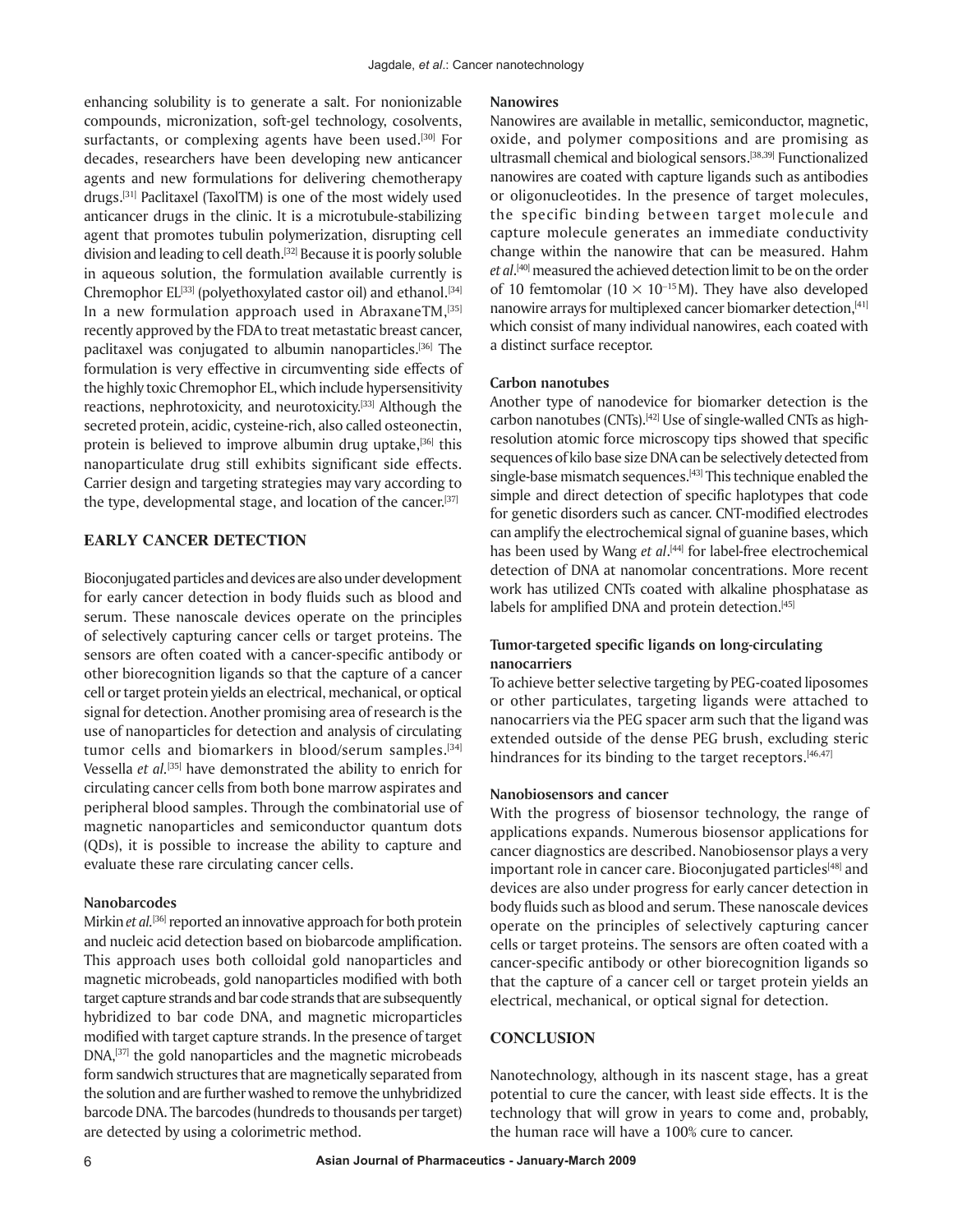enhancing solubility is to generate a salt. For nonionizable compounds, micronization, soft-gel technology, cosolvents, surfactants, or complexing agents have been used.[30] For decades, researchers have been developing new anticancer agents and new formulations for delivering chemotherapy drugs.[31] Paclitaxel (TaxolTM) is one of the most widely used anticancer drugs in the clinic. It is a microtubule-stabilizing agent that promotes tubulin polymerization, disrupting cell division and leading to cell death.[32] Because it is poorly soluble in aqueous solution, the formulation available currently is Chremophor EL[33] (polyethoxylated castor oil) and ethanol.[34] In a new formulation approach used in AbraxaneTM,[35] recently approved by the FDA to treat metastatic breast cancer, paclitaxel was conjugated to albumin nanoparticles.[36] The formulation is very effective in circumventing side effects of the highly toxic Chremophor EL, which include hypersensitivity reactions, nephrotoxicity, and neurotoxicity.[33] Although the secreted protein, acidic, cysteine-rich, also called osteonectin, protein is believed to improve albumin drug uptake,[36] this nanoparticulate drug still exhibits significant side effects. Carrier design and targeting strategies may vary according to the type, developmental stage, and location of the cancer.[37]

## EARLY CANCER DETECTION

Bioconjugated particles and devices are also under development for early cancer detection in body fluids such as blood and serum. These nanoscale devices operate on the principles of selectively capturing cancer cells or target proteins. The sensors are often coated with a cancer-specific antibody or other biorecognition ligands so that the capture of a cancer cell or target protein yields an electrical, mechanical, or optical signal for detection. Another promising area of research is the use of nanoparticles for detection and analysis of circulating tumor cells and biomarkers in blood/serum samples.[34] Vessella *et al*.[35] have demonstrated the ability to enrich for circulating cancer cells from both bone marrow aspirates and peripheral blood samples. Through the combinatorial use of magnetic nanoparticles and semiconductor quantum dots (QDs), it is possible to increase the ability to capture and evaluate these rare circulating cancer cells.

### Nanobarcodes

Mirkin *et al*.[36] reported an innovative approach for both protein and nucleic acid detection based on biobarcode amplification. This approach uses both colloidal gold nanoparticles and magnetic microbeads, gold nanoparticles modified with both target capture strands and bar code strands that are subsequently hybridized to bar code DNA, and magnetic microparticles modified with target capture strands. In the presence of target DNA,[37] the gold nanoparticles and the magnetic microbeads form sandwich structures that are magnetically separated from the solution and are further washed to remove the unhybridized barcode DNA. The barcodes (hundreds to thousands per target) are detected by using a colorimetric method.

### Nanowires

Nanowires are available in metallic, semiconductor, magnetic, oxide, and polymer compositions and are promising as ultrasmall chemical and biological sensors.[38,39] Functionalized nanowires are coated with capture ligands such as antibodies or oligonucleotides. In the presence of target molecules, the specific binding between target molecule and capture molecule generates an immediate conductivity change within the nanowire that can be measured. Hahm *et al*.[40] measured the achieved detection limit to be on the order of 10 femtomolar ($10 \times 10^{-15}$ M). They have also developed nanowire arrays for multiplexed cancer biomarker detection,[41] which consist of many individual nanowires, each coated with a distinct surface receptor.

### Carbon nanotubes

Another type of nanodevice for biomarker detection is the carbon nanotubes (CNTs).[42] Use of single-walled CNTs as high-resolution atomic force microscopy tips showed that specific sequences of kilo base size DNA can be selectively detected from single-base mismatch sequences.[43] This technique enabled the simple and direct detection of specific haplotypes that code for genetic disorders such as cancer. CNT-modified electrodes can amplify the electrochemical signal of guanine bases, which has been used by Wang *et al*.[44] for label-free electrochemical detection of DNA at nanomolar concentrations. More recent work has utilized CNTs coated with alkaline phosphatase as labels for amplified DNA and protein detection.[45]

### Tumor-targeted specific ligands on long-circulating nanocarriers

To achieve better selective targeting by PEG-coated liposomes or other particulates, targeting ligands were attached to nanocarriers via the PEG spacer arm such that the ligand was extended outside of the dense PEG brush, excluding steric hindrances for its binding to the target receptors.[46,47]

### Nanobiosensors and cancer

With the progress of biosensor technology, the range of applications expands. Numerous biosensor applications for cancer diagnostics are described. Nanobiosensor plays a very important role in cancer care. Bioconjugated particles[48] and devices are also under progress for early cancer detection in body fluids such as blood and serum. These nanoscale devices operate on the principles of selectively capturing cancer cells or target proteins. The sensors are often coated with a cancer-specific antibody or other biorecognition ligands so that the capture of a cancer cell or target protein yields an electrical, mechanical, or optical signal for detection.

## CONCLUSION

Nanotechnology, although in its nascent stage, has a great potential to cure the cancer, with least side effects. It is the technology that will grow in years to come and, probably, the human race will have a 100% cure to cancer.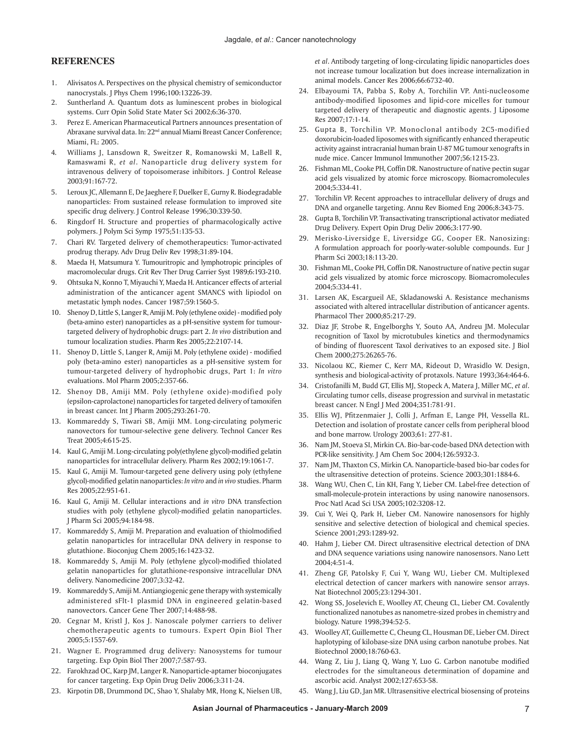## REFERENCES

1. Alivisatos A. Perspectives on the physical chemistry of semiconductor nanocrystals. J Phys Chem 1996;100:13226-39.
2. Suntherland A. Quantum dots as luminescent probes in biological systems. Curr Opin Solid State Mater Sci 2002;6:36-370.
3. Perez E. American Pharmaceutical Partners announces presentation of Abraxane survival data. In: 22nd annual Miami Breast Cancer Conference; Miami, FL: 2005.
4. Williams J, Lansdown R, Sweitzer R, Romanowski M, LaBell R, Ramaswami R, *et al*. Nanoparticle drug delivery system for intravenous delivery of topoisomerase inhibitors. J Control Release 2003;91:167-72.
5. Leroux JC, Allemann E, De Jaeghere F, Duelker E, Gurny R. Biodegradable nanoparticles: From sustained release formulation to improved site specific drug delivery. J Control Release 1996;30:339-50.
6. Ringdorf H. Structure and properties of pharmacologically active polymers. J Polym Sci Symp 1975;51:135-53.
7. Chari RV. Targeted delivery of chemotherapeutics: Tumor-activated prodrug therapy. Adv Drug Deliv Rev 1998;31:89-104.
8. Maeda H, Matsumura Y. Tumouritropic and lymphotropic principles of macromolecular drugs. Crit Rev Ther Drug Carrier Syst 1989;6:193-210.
9. Ohtsuka N, Konno T, Miyauchi Y, Maeda H. Anticancer effects of arterial administration of the anticancer agent SMANCS with lipiodol on metastatic lymph nodes. Cancer 1987;59:1560-5.
10. Shenoy D, Little S, Langer R, Amiji M. Poly (ethylene oxide) - modified poly (beta-amino ester) nanoparticles as a pH-sensitive system for tumour-targeted delivery of hydrophobic drugs: part 2. *In vivo* distribution and tumour localization studies. Pharm Res 2005;22:2107-14.
11. Shenoy D, Little S, Langer R, Amiji M. Poly (ethylene oxide) - modified poly (beta-amino ester) nanoparticles as a pH-sensitive system for tumour-targeted delivery of hydrophobic drugs, Part 1: *In vitro* evaluations. Mol Pharm 2005;2:357-66.
12. Shenoy DB, Amiji MM. Poly (ethylene oxide)-modified poly (epsilon-caprolactone) nanoparticles for targeted delivery of tamoxifen in breast cancer. Int J Pharm 2005;293:261-70.
13. Kommareddy S, Tiwari SB, Amiji MM. Long-circulating polymeric nanovectors for tumour-selective gene delivery. Technol Cancer Res Treat 2005;4:615-25.
14. Kaul G, Amiji M. Long-circulating poly(ethylene glycol)-modified gelatin nanoparticles for intracellular delivery. Pharm Res 2002;19:1061-7.
15. Kaul G, Amiji M. Tumour-targeted gene delivery using poly (ethylene glycol)-modified gelatin nanoparticles: *In vitro* and *in vivo* studies. Pharm Res 2005;22:951-61.
16. Kaul G, Amiji M. Cellular interactions and *in vitro* DNA transfection studies with poly (ethylene glycol)-modified gelatin nanoparticles. J Pharm Sci 2005;94:184-98.
17. Kommareddy S, Amiji M. Preparation and evaluation of thiolmodified gelatin nanoparticles for intracellular DNA delivery in response to glutathione. Bioconjug Chem 2005;16:1423-32.
18. Kommareddy S, Amiji M. Poly (ethylene glycol)-modified thiolated gelatin nanoparticles for glutathione-responsive intracellular DNA delivery. Nanomedicine 2007;3:32-42.
19. Kommareddy S, Amiji M. Antiangiogenic gene therapy with systemically administered sFlt-1 plasmid DNA in engineered gelatin-based nanovectors. Cancer Gene Ther 2007;14:488-98.
20. Cegnar M, Kristl J, Kos J. Nanoscale polymer carriers to deliver chemotherapeutic agents to tumours. Expert Opin Biol Ther 2005;5:1557-69.
21. Wagner E. Programmed drug delivery: Nanosystems for tumour targeting. Exp Opin Biol Ther 2007;7:587-93.
22. Farokhzad OC, Karp JM, Langer R. Nanoparticle-aptamer bioconjugates for cancer targeting. Exp Opin Drug Deliv 2006;3:311-24.
23. Kirpotin DB, Drummond DC, Shao Y, Shalaby MR, Hong K, Nielsen UB, *et al*. Antibody targeting of long-circulating lipidic nanoparticles does not increase tumour localization but does increase internalization in animal models. Cancer Res 2006;66:6732-40.
24. Elbayoumi TA, Pabba S, Roby A, Torchilin VP. Anti-nucleosome antibody-modified liposomes and lipid-core micelles for tumour targeted delivery of therapeutic and diagnostic agents. J Liposome Res 2007;17:1-14.
25. Gupta B, Torchilin VP. Monoclonal antibody 2C5-modified doxorubicin-loaded liposomes with significantly enhanced therapeutic activity against intracranial human brain U-87 MG tumour xenografts in nude mice. Cancer Immunol Immunother 2007;56:1215-23.
26. Fishman ML, Cooke PH, Coffin DR. Nanostructure of native pectin sugar acid gels visualized by atomic force microscopy. Biomacromolecules 2004;5:334-41.
27. Torchilin VP. Recent approaches to intracellular delivery of drugs and DNA and organelle targeting. Annu Rev Biomed Eng 2006;8:343-75.
28. Gupta B, Torchilin VP. Transactivating transcriptional activator mediated Drug Delivery. Expert Opin Drug Deliv 2006;3:177-90.
29. Merisko-Liversidge E, Liversidge GG, Cooper ER. Nanosizing: A formulation approach for poorly-water-soluble compounds. Eur J Pharm Sci 2003;18:113-20.
30. Fishman ML, Cooke PH, Coffin DR. Nanostructure of native pectin sugar acid gels visualized by atomic force microscopy. Biomacromolecules 2004;5:334-41.
31. Larsen AK, Escargueil AE, Skladanowski A. Resistance mechanisms associated with altered intracellular distribution of anticancer agents. Pharmacol Ther 2000;85:217-29.
32. Diaz JF, Strobe R, Engelborghs Y, Souto AA, Andreu JM. Molecular recognition of Taxol by microtubules kinetics and thermodynamics of binding of fluorescent Taxol derivatives to an exposed site. J Biol Chem 2000;275:26265-76.
33. Nicolaou KC, Riemer C, Kerr MA, Rideout D, Wrasidlo W. Design, synthesis and biological-activity of protaxols. Nature 1993;364:464-6.
34. Cristofanilli M, Budd GT, Ellis MJ, Stopeck A, Matera J, Miller MC, *et al*. Circulating tumor cells, disease progression and survival in metastatic breast cancer. N Engl J Med 2004;351:781-91.
35. Ellis WJ, Pfitzenmaier J, Colli J, Arfman E, Lange PH, Vessella RL. Detection and isolation of prostate cancer cells from peripheral blood and bone marrow. Urology 2003;61: 277-81.
36. Nam JM, Stoeva SI, Mirkin CA. Bio-bar-code-based DNA detection with PCR-like sensitivity. J Am Chem Soc 2004;126:5932-3.
37. Nam JM, Thaxton CS, Mirkin CA. Nanoparticle-based bio-bar codes for the ultrasensitive detection of proteins. Science 2003;301:1884-6.
38. Wang WU, Chen C, Lin KH, Fang Y, Lieber CM. Label-free detection of small-molecule-protein interactions by using nanowire nanosensors. Proc Natl Acad Sci USA 2005;102:3208-12.
39. Cui Y, Wei Q, Park H, Lieber CM. Nanowire nanosensors for highly sensitive and selective detection of biological and chemical species. Science 2001;293:1289-92.
40. Hahm J, Lieber CM. Direct ultrasensitive electrical detection of DNA and DNA sequence variations using nanowire nanosensors. Nano Lett 2004;4:51-4.
41. Zheng GF, Patolsky F, Cui Y, Wang WU, Lieber CM. Multiplexed electrical detection of cancer markers with nanowire sensor arrays. Nat Biotechnol 2005;23:1294-301.
42. Wong SS, Joselevich E, Woolley AT, Cheung CL, Lieber CM. Covalently functionalized nanotubes as nanometre-sized probes in chemistry and biology. Nature 1998;394:52-5.
43. Woolley AT, Guillemette C, Cheung CL, Housman DE, Lieber CM. Direct haplotyping of kilobase-size DNA using carbon nanotube probes. Nat Biotechnol 2000;18:760-63.
44. Wang Z, Liu J, Liang Q, Wang Y, Luo G. Carbon nanotube modified electrodes for the simultaneous determination of dopamine and ascorbic acid. Analyst 2002;127:653-58.
45. Wang J, Liu GD, Jan MR. Ultrasensitive electrical biosensing of proteins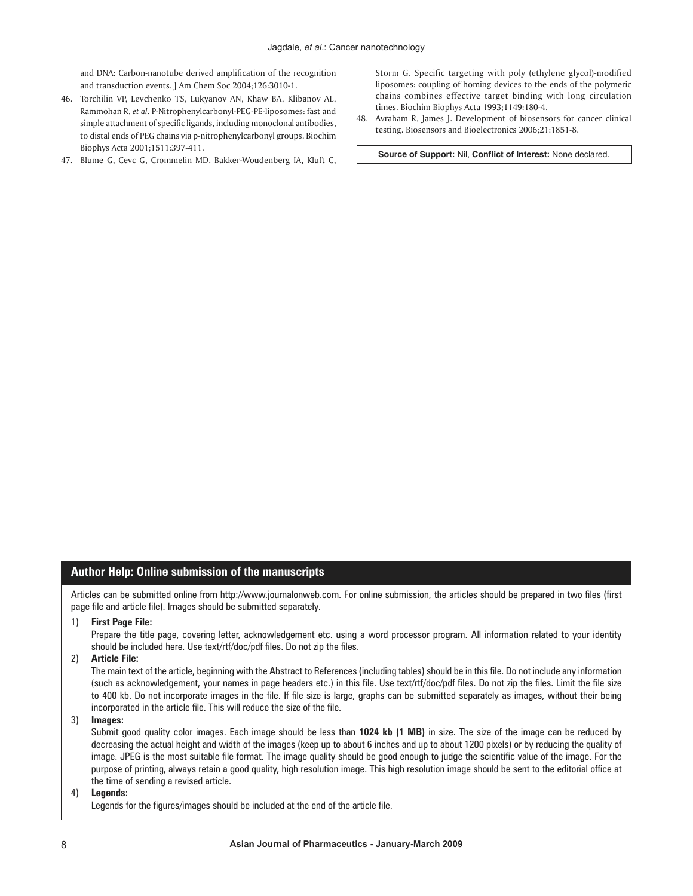and DNA: Carbon-nanotube derived amplification of the recognition and transduction events. J Am Chem Soc 2004;126:3010-1.

46. Torchilin VP, Levchenko TS, Lukyanov AN, Khaw BA, Klibanov AL, Rammohan R, *et al*. P-Nitrophenylcarbonyl-PEG-PE-liposomes: fast and simple attachment of specific ligands, including monoclonal antibodies, to distal ends of PEG chains via p-nitrophenylcarbonyl groups. Biochim Biophys Acta 2001;1511:397-411.
47. Blume G, Cevc G, Crommelin MD, Bakker-Woudenberg IA, Kluft C, Storm G. Specific targeting with poly (ethylene glycol)-modified liposomes: coupling of homing devices to the ends of the polymeric chains combines effective target binding with long circulation times. Biochim Biophys Acta 1993;1149:180-4.
48. Avraham R, James J. Development of biosensors for cancer clinical testing. Biosensors and Bioelectronics 2006;21:1851-8.

**Source of Support:** Nil, **Conflict of Interest:** None declared.

## Author Help: Online submission of the manuscripts

Articles can be submitted online from http://www.journalonweb.com. For online submission, the articles should be prepared in two files (first page file and article file). Images should be submitted separately.

1) **First Page File:**
   Prepare the title page, covering letter, acknowledgement etc. using a word processor program. All information related to your identity should be included here. Use text/rtf/doc/pdf files. Do not zip the files.
2) **Article File:**
   The main text of the article, beginning with the Abstract to References (including tables) should be in this file. Do not include any information (such as acknowledgement, your names in page headers etc.) in this file. Use text/rtf/doc/pdf files. Do not zip the files. Limit the file size to 400 kb. Do not incorporate images in the file. If file size is large, graphs can be submitted separately as images, without their being incorporated in the article file. This will reduce the size of the file.
3) **Images:**
   Submit good quality color images. Each image should be less than **1024 kb (1 MB)** in size. The size of the image can be reduced by decreasing the actual height and width of the images (keep up to about 6 inches and up to about 1200 pixels) or by reducing the quality of image. JPEG is the most suitable file format. The image quality should be good enough to judge the scientific value of the image. For the purpose of printing, always retain a good quality, high resolution image. This high resolution image should be sent to the editorial office at the time of sending a revised article.
4) **Legends:**
   Legends for the figures/images should be included at the end of the article file.